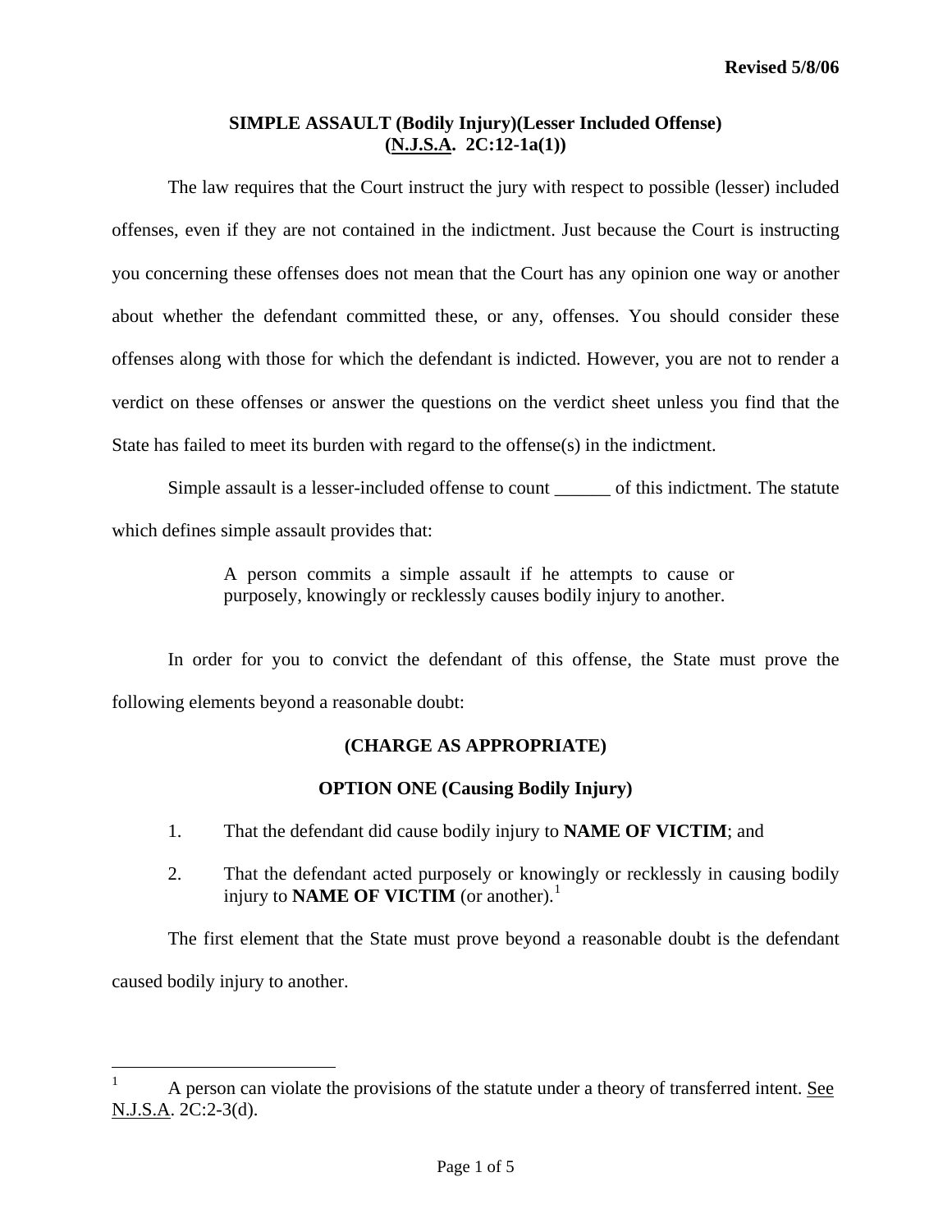Revised 5/8/06

# SIMPLE ASSAULT (Bodily Injury)(Lesser Included Offense) (N.J.S.A. 2C:12-1a(1))

The law requires that the Court instruct the jury with respect to possible (lesser) included offenses, even if they are not contained in the indictment. Just because the Court is instructing you concerning these offenses does not mean that the Court has any opinion one way or another about whether the defendant committed these, or any, offenses. You should consider these offenses along with those for which the defendant is indicted. However, you are not to render a verdict on these offenses or answer the questions on the verdict sheet unless you find that the State has failed to meet its burden with regard to the offense(s) in the indictment.

Simple assault is a lesser-included offense to count ______ of this indictment. The statute which defines simple assault provides that:

> A person commits a simple assault if he attempts to cause or purposely, knowingly or recklessly causes bodily injury to another.

In order for you to convict the defendant of this offense, the State must prove the following elements beyond a reasonable doubt:

**(CHARGE AS APPROPRIATE)**

**OPTION ONE (Causing Bodily Injury)**

1. That the defendant did cause bodily injury to **NAME OF VICTIM**; and
2. That the defendant acted purposely or knowingly or recklessly in causing bodily injury to **NAME OF VICTIM** (or another).[1]

The first element that the State must prove beyond a reasonable doubt is the defendant caused bodily injury to another.

---

[1] A person can violate the provisions of the statute under a theory of transferred intent. See N.J.S.A. 2C:2-3(d).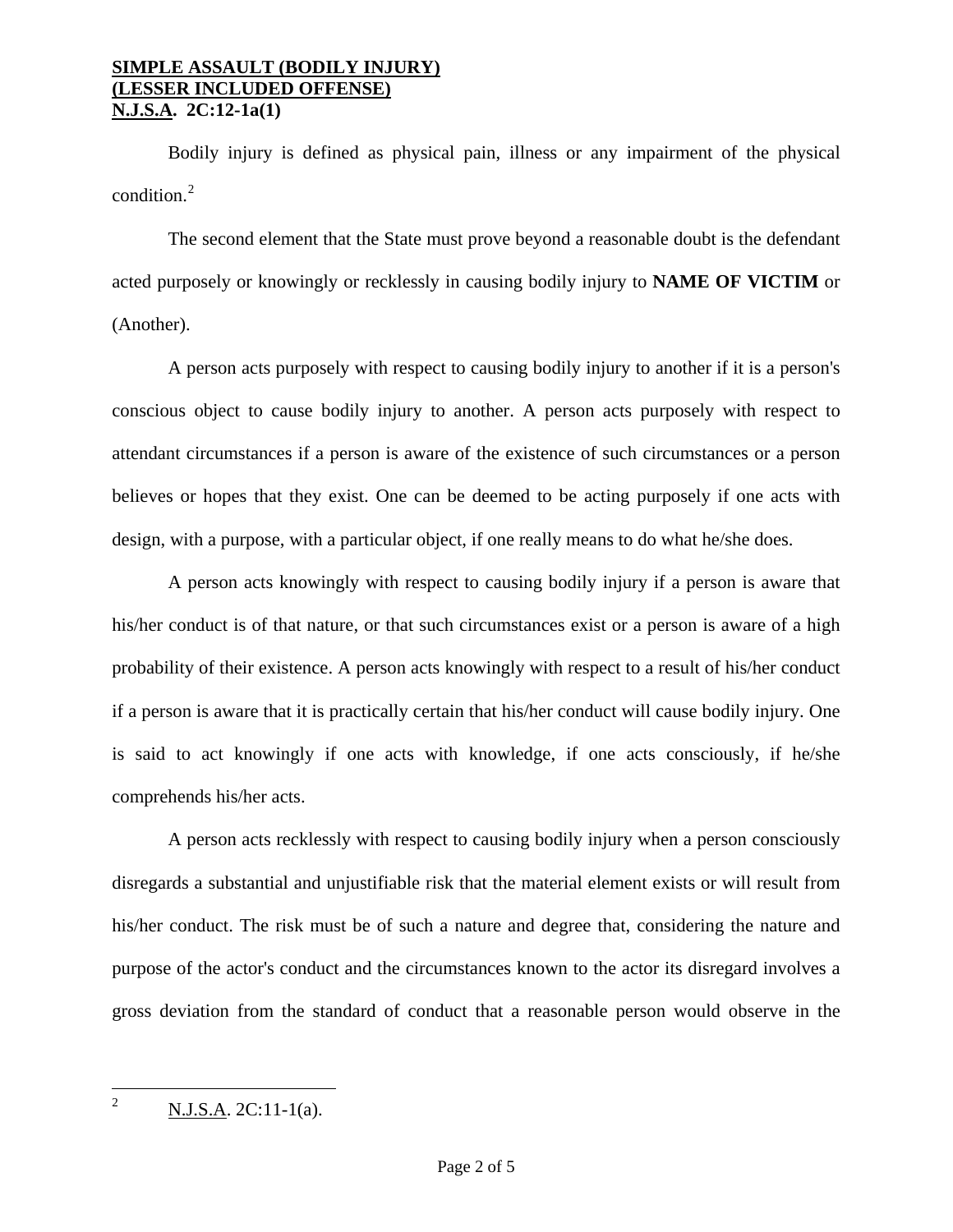**SIMPLE ASSAULT (BODILY INJURY)**
**(LESSER INCLUDED OFFENSE)**
**N.J.S.A. 2C:12-1a(1)**

Bodily injury is defined as physical pain, illness or any impairment of the physical condition.[2]

The second element that the State must prove beyond a reasonable doubt is the defendant acted purposely or knowingly or recklessly in causing bodily injury to **NAME OF VICTIM** or (Another).

A person acts purposely with respect to causing bodily injury to another if it is a person's conscious object to cause bodily injury to another. A person acts purposely with respect to attendant circumstances if a person is aware of the existence of such circumstances or a person believes or hopes that they exist. One can be deemed to be acting purposely if one acts with design, with a purpose, with a particular object, if one really means to do what he/she does.

A person acts knowingly with respect to causing bodily injury if a person is aware that his/her conduct is of that nature, or that such circumstances exist or a person is aware of a high probability of their existence. A person acts knowingly with respect to a result of his/her conduct if a person is aware that it is practically certain that his/her conduct will cause bodily injury. One is said to act knowingly if one acts with knowledge, if one acts consciously, if he/she comprehends his/her acts.

A person acts recklessly with respect to causing bodily injury when a person consciously disregards a substantial and unjustifiable risk that the material element exists or will result from his/her conduct. The risk must be of such a nature and degree that, considering the nature and purpose of the actor's conduct and the circumstances known to the actor its disregard involves a gross deviation from the standard of conduct that a reasonable person would observe in the

---

[2] N.J.S.A. 2C:11-1(a).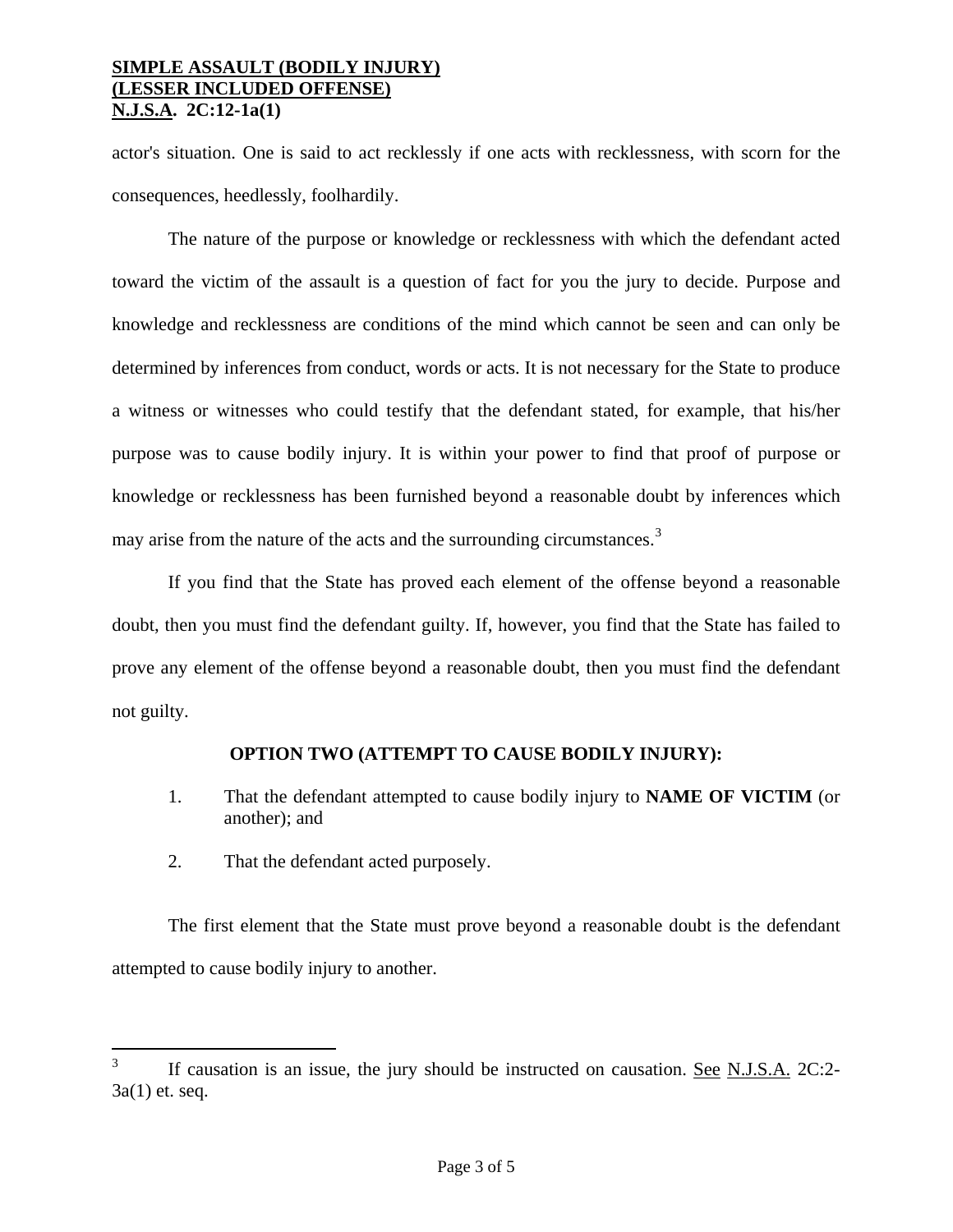actor's situation. One is said to act recklessly if one acts with recklessness, with scorn for the consequences, heedlessly, foolhardily.

The nature of the purpose or knowledge or recklessness with which the defendant acted toward the victim of the assault is a question of fact for you the jury to decide. Purpose and knowledge and recklessness are conditions of the mind which cannot be seen and can only be determined by inferences from conduct, words or acts. It is not necessary for the State to produce a witness or witnesses who could testify that the defendant stated, for example, that his/her purpose was to cause bodily injury. It is within your power to find that proof of purpose or knowledge or recklessness has been furnished beyond a reasonable doubt by inferences which may arise from the nature of the acts and the surrounding circumstances.[3]

If you find that the State has proved each element of the offense beyond a reasonable doubt, then you must find the defendant guilty. If, however, you find that the State has failed to prove any element of the offense beyond a reasonable doubt, then you must find the defendant not guilty.

**OPTION TWO (ATTEMPT TO CAUSE BODILY INJURY):**

1. That the defendant attempted to cause bodily injury to **NAME OF VICTIM** (or another); and

2. That the defendant acted purposely.

The first element that the State must prove beyond a reasonable doubt is the defendant attempted to cause bodily injury to another.

---

[3] If causation is an issue, the jury should be instructed on causation. See N.J.S.A. 2C:2-3a(1) et. seq.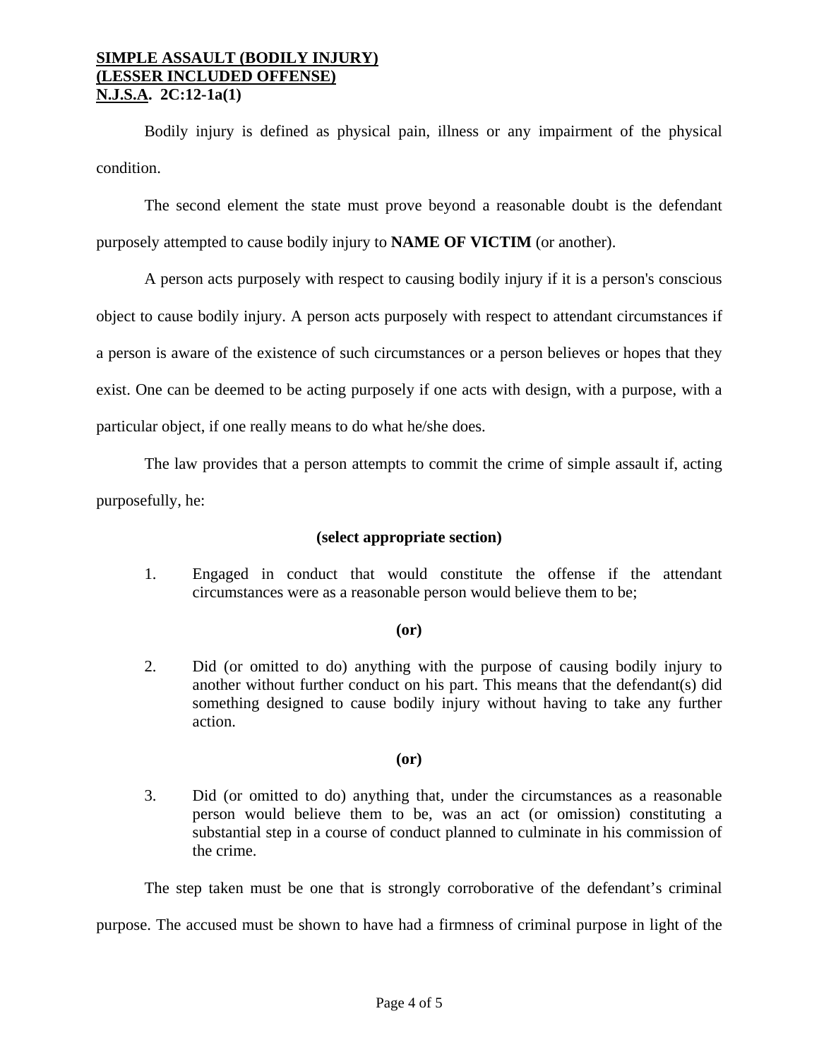**SIMPLE ASSAULT (BODILY INJURY)**
**(LESSER INCLUDED OFFENSE)**
**N.J.S.A. 2C:12-1a(1)**

Bodily injury is defined as physical pain, illness or any impairment of the physical condition.

The second element the state must prove beyond a reasonable doubt is the defendant purposely attempted to cause bodily injury to **NAME OF VICTIM** (or another).

A person acts purposely with respect to causing bodily injury if it is a person's conscious object to cause bodily injury. A person acts purposely with respect to attendant circumstances if a person is aware of the existence of such circumstances or a person believes or hopes that they exist. One can be deemed to be acting purposely if one acts with design, with a purpose, with a particular object, if one really means to do what he/she does.

The law provides that a person attempts to commit the crime of simple assault if, acting purposefully, he:

**(select appropriate section)**

1. Engaged in conduct that would constitute the offense if the attendant circumstances were as a reasonable person would believe them to be;

**(or)**

2. Did (or omitted to do) anything with the purpose of causing bodily injury to another without further conduct on his part. This means that the defendant(s) did something designed to cause bodily injury without having to take any further action.

**(or)**

3. Did (or omitted to do) anything that, under the circumstances as a reasonable person would believe them to be, was an act (or omission) constituting a substantial step in a course of conduct planned to culminate in his commission of the crime.

The step taken must be one that is strongly corroborative of the defendant's criminal purpose. The accused must be shown to have had a firmness of criminal purpose in light of the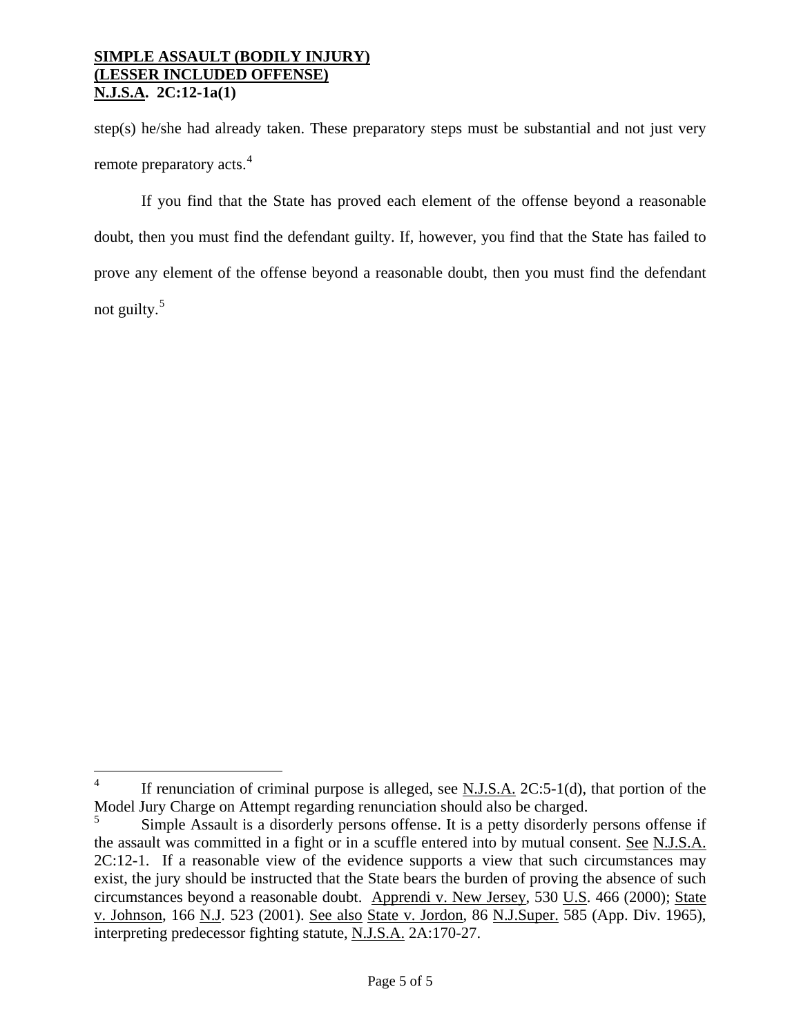step(s) he/she had already taken. These preparatory steps must be substantial and not just very remote preparatory acts.[4]

If you find that the State has proved each element of the offense beyond a reasonable doubt, then you must find the defendant guilty. If, however, you find that the State has failed to prove any element of the offense beyond a reasonable doubt, then you must find the defendant not guilty.[5]

---

[4] If renunciation of criminal purpose is alleged, see N.J.S.A. 2C:5-1(d), that portion of the Model Jury Charge on Attempt regarding renunciation should also be charged.

[5] Simple Assault is a disorderly persons offense. It is a petty disorderly persons offense if the assault was committed in a fight or in a scuffle entered into by mutual consent. See N.J.S.A. 2C:12-1. If a reasonable view of the evidence supports a view that such circumstances may exist, the jury should be instructed that the State bears the burden of proving the absence of such circumstances beyond a reasonable doubt. Apprendi v. New Jersey, 530 U.S. 466 (2000); State v. Johnson, 166 N.J. 523 (2001). See also State v. Jordon, 86 N.J.Super. 585 (App. Div. 1965), interpreting predecessor fighting statute, N.J.S.A. 2A:170-27.